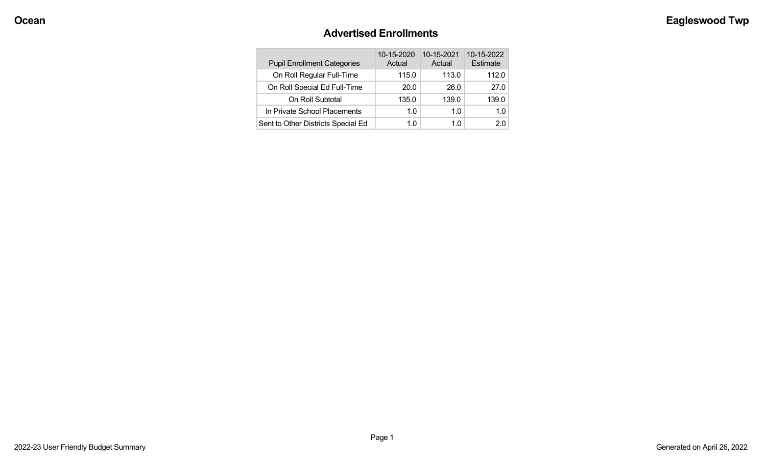## Advertised Enrollments

| Pupil Enrollment Categories | 10-15-2020 Actual | 10-15-2021 Actual | 10-15-2022 Estimate |
|---|---|---|---|
| On Roll Regular Full-Time | 115.0 | 113.0 | 112.0 |
| On Roll Special Ed Full-Time | 20.0 | 26.0 | 27.0 |
| On Roll Subtotal | 135.0 | 139.0 | 139.0 |
| In Private School Placements | 1.0 | 1.0 | 1.0 |
| Sent to Other Districts Special Ed | 1.0 | 1.0 | 2.0 |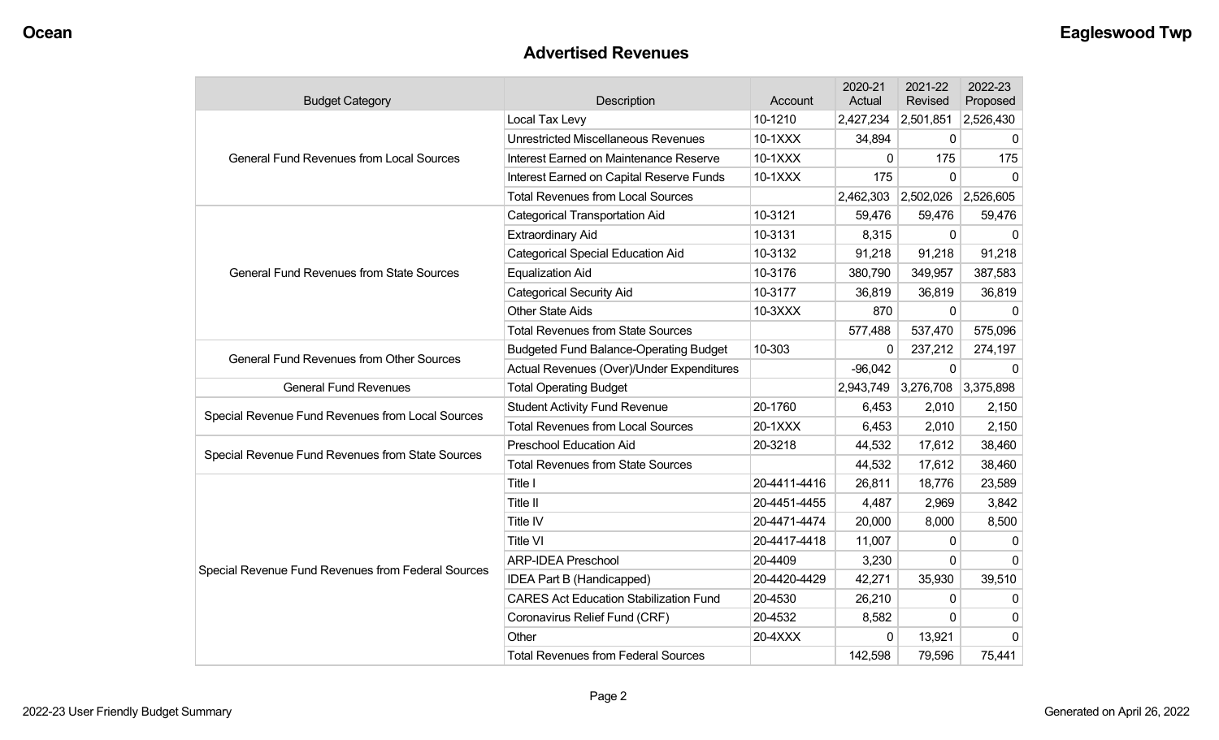## Advertised Revenues

| Budget Category | Description | Account | 2020-21 Actual | 2021-22 Revised | 2022-23 Proposed |
|---|---|---|---|---|---|
| General Fund Revenues from Local Sources | Local Tax Levy | 10-1210 | 2,427,234 | 2,501,851 | 2,526,430 |
| | Unrestricted Miscellaneous Revenues | 10-1XXX | 34,894 | 0 | 0 |
| | Interest Earned on Maintenance Reserve | 10-1XXX | 0 | 175 | 175 |
| | Interest Earned on Capital Reserve Funds | 10-1XXX | 175 | 0 | 0 |
| | Total Revenues from Local Sources | | 2,462,303 | 2,502,026 | 2,526,605 |
| General Fund Revenues from State Sources | Categorical Transportation Aid | 10-3121 | 59,476 | 59,476 | 59,476 |
| | Extraordinary Aid | 10-3131 | 8,315 | 0 | 0 |
| | Categorical Special Education Aid | 10-3132 | 91,218 | 91,218 | 91,218 |
| | Equalization Aid | 10-3176 | 380,790 | 349,957 | 387,583 |
| | Categorical Security Aid | 10-3177 | 36,819 | 36,819 | 36,819 |
| | Other State Aids | 10-3XXX | 870 | 0 | 0 |
| | Total Revenues from State Sources | | 577,488 | 537,470 | 575,096 |
| General Fund Revenues from Other Sources | Budgeted Fund Balance-Operating Budget | 10-303 | 0 | 237,212 | 274,197 |
| | Actual Revenues (Over)/Under Expenditures | | -96,042 | 0 | 0 |
| General Fund Revenues | Total Operating Budget | | 2,943,749 | 3,276,708 | 3,375,898 |
| Special Revenue Fund Revenues from Local Sources | Student Activity Fund Revenue | 20-1760 | 6,453 | 2,010 | 2,150 |
| | Total Revenues from Local Sources | 20-1XXX | 6,453 | 2,010 | 2,150 |
| Special Revenue Fund Revenues from State Sources | Preschool Education Aid | 20-3218 | 44,532 | 17,612 | 38,460 |
| | Total Revenues from State Sources | | 44,532 | 17,612 | 38,460 |
| Special Revenue Fund Revenues from Federal Sources | Title I | 20-4411-4416 | 26,811 | 18,776 | 23,589 |
| | Title II | 20-4451-4455 | 4,487 | 2,969 | 3,842 |
| | Title IV | 20-4471-4474 | 20,000 | 8,000 | 8,500 |
| | Title VI | 20-4417-4418 | 11,007 | 0 | 0 |
| | ARP-IDEA Preschool | 20-4409 | 3,230 | 0 | 0 |
| | IDEA Part B (Handicapped) | 20-4420-4429 | 42,271 | 35,930 | 39,510 |
| | CARES Act Education Stabilization Fund | 20-4530 | 26,210 | 0 | 0 |
| | Coronavirus Relief Fund (CRF) | 20-4532 | 8,582 | 0 | 0 |
| | Other | 20-4XXX | 0 | 13,921 | 0 |
| | Total Revenues from Federal Sources | | 142,598 | 79,596 | 75,441 |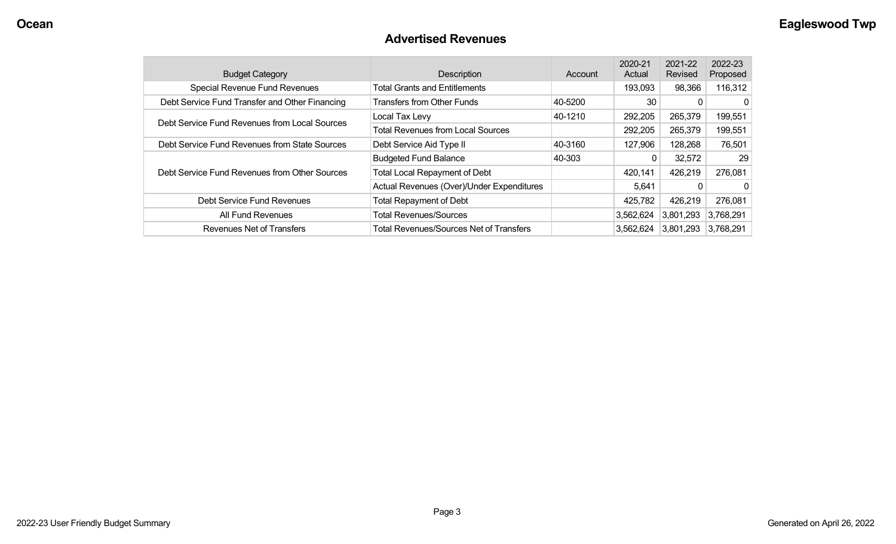## Advertised Revenues

| Budget Category | Description | Account | 2020-21 Actual | 2021-22 Revised | 2022-23 Proposed |
|---|---|---|---|---|---|
| Special Revenue Fund Revenues | Total Grants and Entitlements | | 193,093 | 98,366 | 116,312 |
| Debt Service Fund Transfer and Other Financing | Transfers from Other Funds | 40-5200 | 30 | 0 | 0 |
| Debt Service Fund Revenues from Local Sources | Local Tax Levy | 40-1210 | 292,205 | 265,379 | 199,551 |
| | Total Revenues from Local Sources | | 292,205 | 265,379 | 199,551 |
| Debt Service Fund Revenues from State Sources | Debt Service Aid Type II | 40-3160 | 127,906 | 128,268 | 76,501 |
| Debt Service Fund Revenues from Other Sources | Budgeted Fund Balance | 40-303 | 0 | 32,572 | 29 |
| | Total Local Repayment of Debt | | 420,141 | 426,219 | 276,081 |
| | Actual Revenues (Over)/Under Expenditures | | 5,641 | 0 | 0 |
| Debt Service Fund Revenues | Total Repayment of Debt | | 425,782 | 426,219 | 276,081 |
| All Fund Revenues | Total Revenues/Sources | | 3,562,624 | 3,801,293 | 3,768,291 |
| Revenues Net of Transfers | Total Revenues/Sources Net of Transfers | | 3,562,624 | 3,801,293 | 3,768,291 |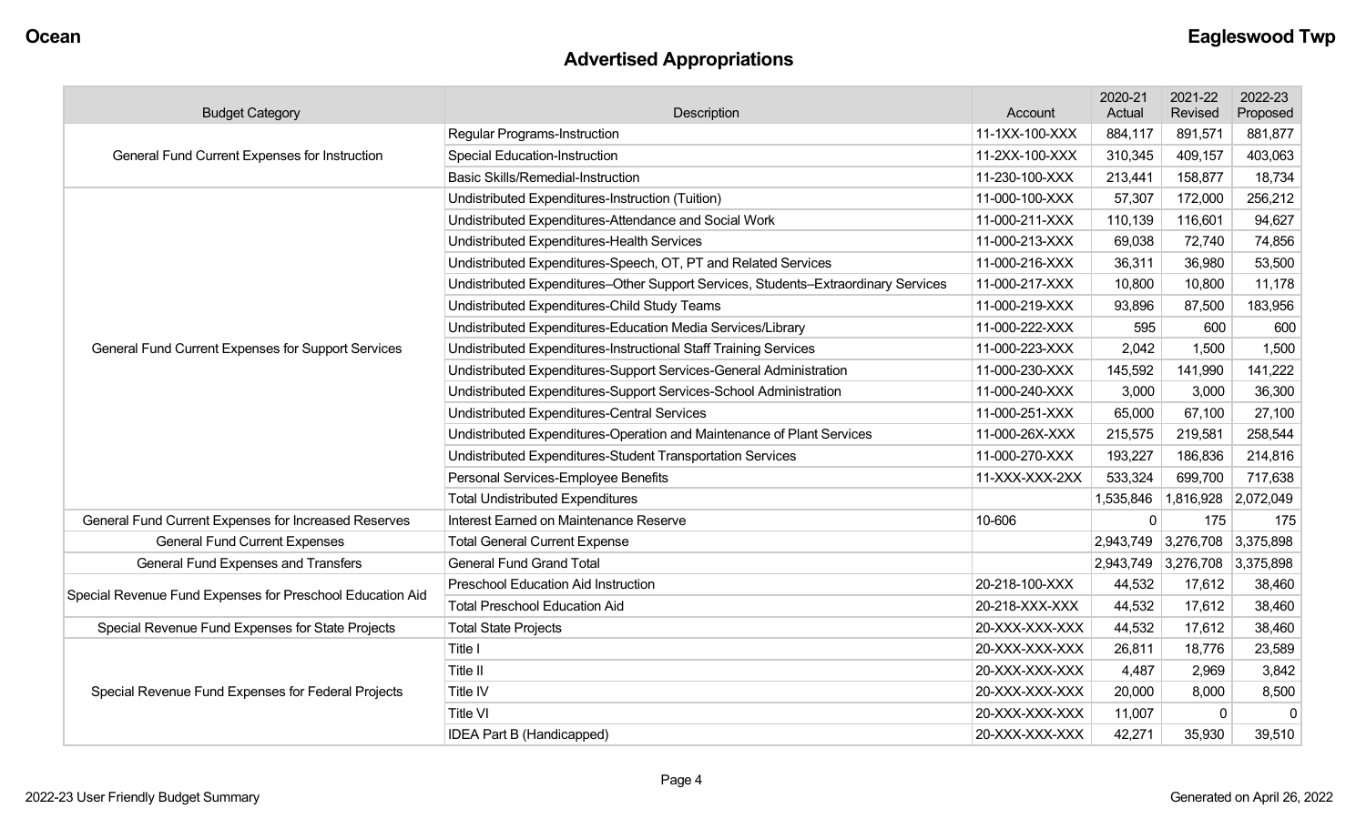## Advertised Appropriations

| Budget Category | Description | Account | 2020-21 Actual | 2021-22 Revised | 2022-23 Proposed |
|---|---|---|---|---|---|
| General Fund Current Expenses for Instruction | Regular Programs-Instruction | 11-1XX-100-XXX | 884,117 | 891,571 | 881,877 |
| | Special Education-Instruction | 11-2XX-100-XXX | 310,345 | 409,157 | 403,063 |
| | Basic Skills/Remedial-Instruction | 11-230-100-XXX | 213,441 | 158,877 | 18,734 |
| General Fund Current Expenses for Support Services | Undistributed Expenditures-Instruction (Tuition) | 11-000-100-XXX | 57,307 | 172,000 | 256,212 |
| | Undistributed Expenditures-Attendance and Social Work | 11-000-211-XXX | 110,139 | 116,601 | 94,627 |
| | Undistributed Expenditures-Health Services | 11-000-213-XXX | 69,038 | 72,740 | 74,856 |
| | Undistributed Expenditures-Speech, OT, PT and Related Services | 11-000-216-XXX | 36,311 | 36,980 | 53,500 |
| | Undistributed Expenditures–Other Support Services, Students–Extraordinary Services | 11-000-217-XXX | 10,800 | 10,800 | 11,178 |
| | Undistributed Expenditures-Child Study Teams | 11-000-219-XXX | 93,896 | 87,500 | 183,956 |
| | Undistributed Expenditures-Education Media Services/Library | 11-000-222-XXX | 595 | 600 | 600 |
| | Undistributed Expenditures-Instructional Staff Training Services | 11-000-223-XXX | 2,042 | 1,500 | 1,500 |
| | Undistributed Expenditures-Support Services-General Administration | 11-000-230-XXX | 145,592 | 141,990 | 141,222 |
| | Undistributed Expenditures-Support Services-School Administration | 11-000-240-XXX | 3,000 | 3,000 | 36,300 |
| | Undistributed Expenditures-Central Services | 11-000-251-XXX | 65,000 | 67,100 | 27,100 |
| | Undistributed Expenditures-Operation and Maintenance of Plant Services | 11-000-26X-XXX | 215,575 | 219,581 | 258,544 |
| | Undistributed Expenditures-Student Transportation Services | 11-000-270-XXX | 193,227 | 186,836 | 214,816 |
| | Personal Services-Employee Benefits | 11-XXX-XXX-2XX | 533,324 | 699,700 | 717,638 |
| | Total Undistributed Expenditures | | 1,535,846 | 1,816,928 | 2,072,049 |
| General Fund Current Expenses for Increased Reserves | Interest Earned on Maintenance Reserve | 10-606 | 0 | 175 | 175 |
| General Fund Current Expenses | Total General Current Expense | | 2,943,749 | 3,276,708 | 3,375,898 |
| General Fund Expenses and Transfers | General Fund Grand Total | | 2,943,749 | 3,276,708 | 3,375,898 |
| Special Revenue Fund Expenses for Preschool Education Aid | Preschool Education Aid Instruction | 20-218-100-XXX | 44,532 | 17,612 | 38,460 |
| | Total Preschool Education Aid | 20-218-XXX-XXX | 44,532 | 17,612 | 38,460 |
| Special Revenue Fund Expenses for State Projects | Total State Projects | 20-XXX-XXX-XXX | 44,532 | 17,612 | 38,460 |
| Special Revenue Fund Expenses for Federal Projects | Title I | 20-XXX-XXX-XXX | 26,811 | 18,776 | 23,589 |
| | Title II | 20-XXX-XXX-XXX | 4,487 | 2,969 | 3,842 |
| | Title IV | 20-XXX-XXX-XXX | 20,000 | 8,000 | 8,500 |
| | Title VI | 20-XXX-XXX-XXX | 11,007 | 0 | 0 |
| | IDEA Part B (Handicapped) | 20-XXX-XXX-XXX | 42,271 | 35,930 | 39,510 |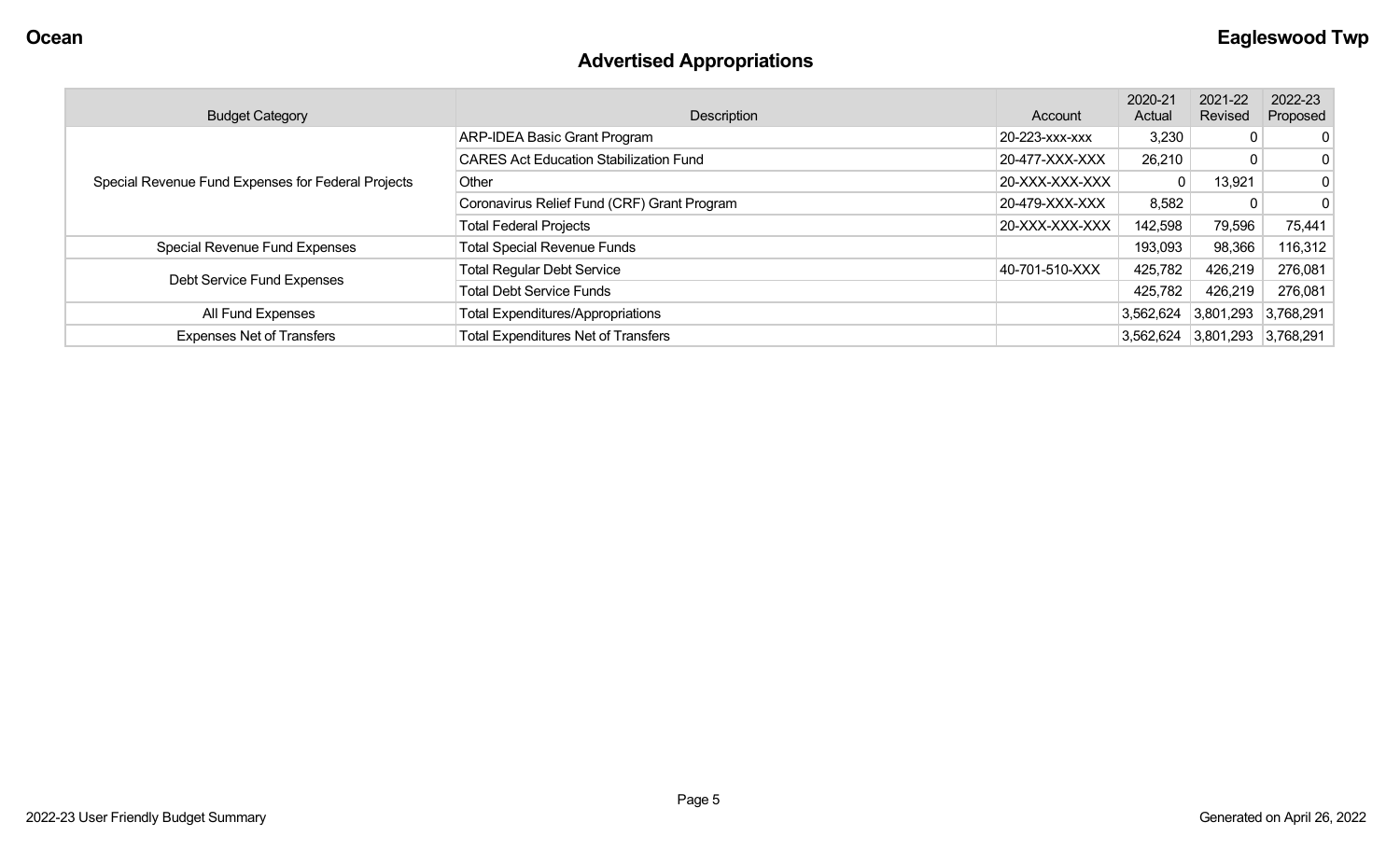## Advertised Appropriations

| Budget Category | Description | Account | 2020-21 Actual | 2021-22 Revised | 2022-23 Proposed |
|---|---|---|---|---|---|
| Special Revenue Fund Expenses for Federal Projects | ARP-IDEA Basic Grant Program | 20-223-xxx-xxx | 3,230 | 0 | 0 |
| | CARES Act Education Stabilization Fund | 20-477-XXX-XXX | 26,210 | 0 | 0 |
| | Other | 20-XXX-XXX-XXX | 0 | 13,921 | 0 |
| | Coronavirus Relief Fund (CRF) Grant Program | 20-479-XXX-XXX | 8,582 | 0 | 0 |
| | Total Federal Projects | 20-XXX-XXX-XXX | 142,598 | 79,596 | 75,441 |
| Special Revenue Fund Expenses | Total Special Revenue Funds | | 193,093 | 98,366 | 116,312 |
| Debt Service Fund Expenses | Total Regular Debt Service | 40-701-510-XXX | 425,782 | 426,219 | 276,081 |
| | Total Debt Service Funds | | 425,782 | 426,219 | 276,081 |
| All Fund Expenses | Total Expenditures/Appropriations | | 3,562,624 | 3,801,293 | 3,768,291 |
| Expenses Net of Transfers | Total Expenditures Net of Transfers | | 3,562,624 | 3,801,293 | 3,768,291 |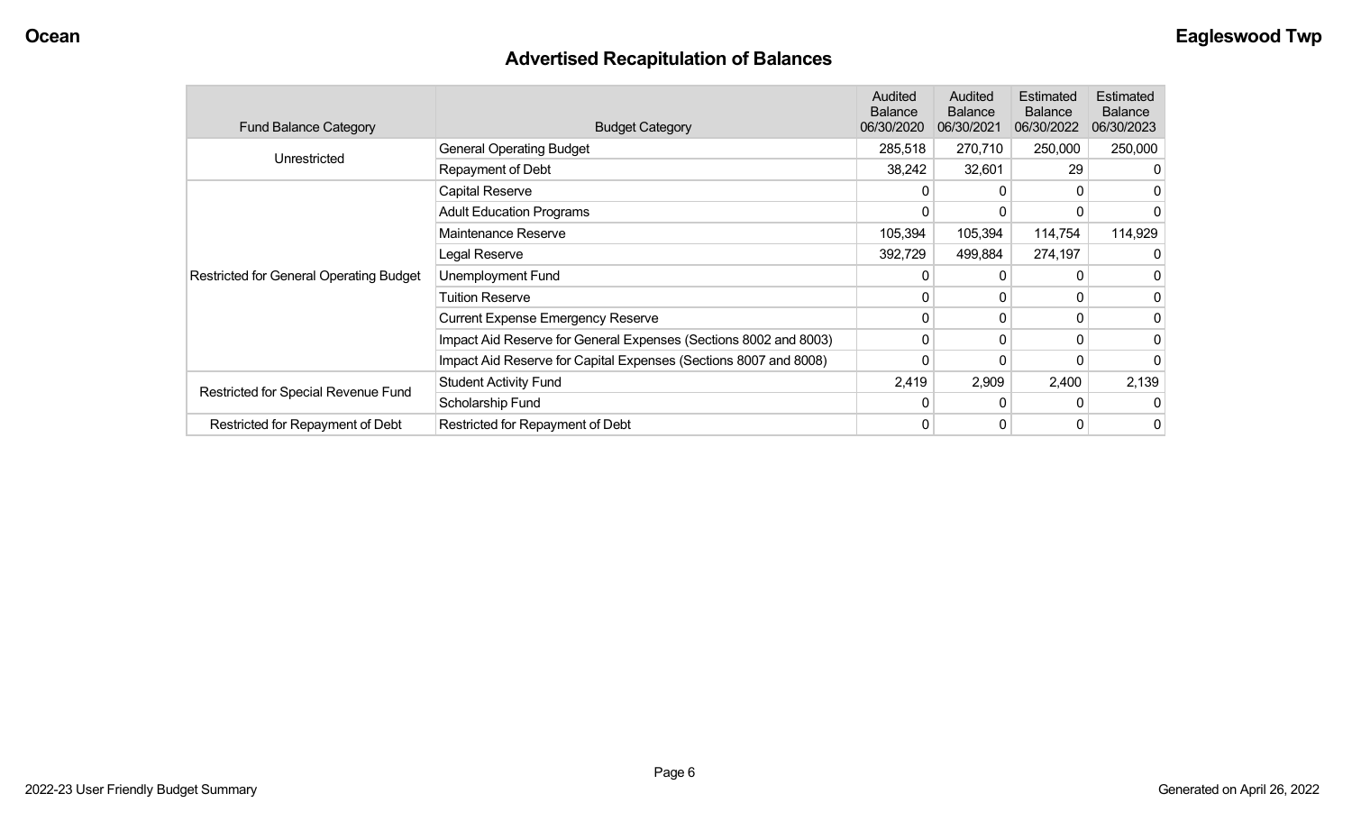## Advertised Recapitulation of Balances

| Fund Balance Category | Budget Category | Audited Balance 06/30/2020 | Audited Balance 06/30/2021 | Estimated Balance 06/30/2022 | Estimated Balance 06/30/2023 |
|---|---|---|---|---|---|
| Unrestricted | General Operating Budget | 285,518 | 270,710 | 250,000 | 250,000 |
| | Repayment of Debt | 38,242 | 32,601 | 29 | 0 |
| Restricted for General Operating Budget | Capital Reserve | 0 | 0 | 0 | 0 |
| | Adult Education Programs | 0 | 0 | 0 | 0 |
| | Maintenance Reserve | 105,394 | 105,394 | 114,754 | 114,929 |
| | Legal Reserve | 392,729 | 499,884 | 274,197 | 0 |
| | Unemployment Fund | 0 | 0 | 0 | 0 |
| | Tuition Reserve | 0 | 0 | 0 | 0 |
| | Current Expense Emergency Reserve | 0 | 0 | 0 | 0 |
| | Impact Aid Reserve for General Expenses (Sections 8002 and 8003) | 0 | 0 | 0 | 0 |
| | Impact Aid Reserve for Capital Expenses (Sections 8007 and 8008) | 0 | 0 | 0 | 0 |
| Restricted for Special Revenue Fund | Student Activity Fund | 2,419 | 2,909 | 2,400 | 2,139 |
| | Scholarship Fund | 0 | 0 | 0 | 0 |
| Restricted for Repayment of Debt | Restricted for Repayment of Debt | 0 | 0 | 0 | 0 |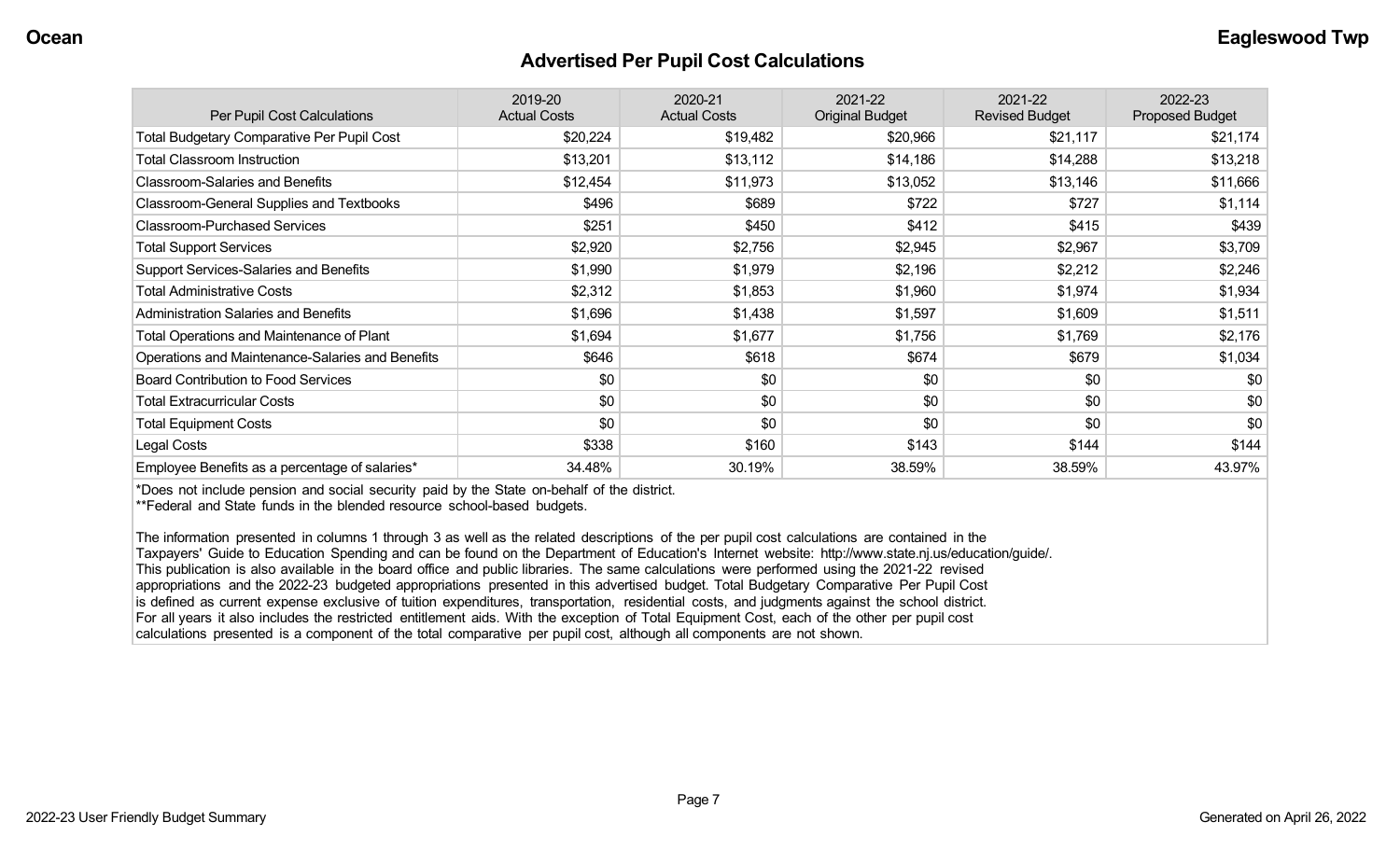## Advertised Per Pupil Cost Calculations

| Per Pupil Cost Calculations | 2019-20 Actual Costs | 2020-21 Actual Costs | 2021-22 Original Budget | 2021-22 Revised Budget | 2022-23 Proposed Budget |
|---|---|---|---|---|---|
| Total Budgetary Comparative Per Pupil Cost | $20,224 | $19,482 | $20,966 | $21,117 | $21,174 |
| Total Classroom Instruction | $13,201 | $13,112 | $14,186 | $14,288 | $13,218 |
| Classroom-Salaries and Benefits | $12,454 | $11,973 | $13,052 | $13,146 | $11,666 |
| Classroom-General Supplies and Textbooks | $496 | $689 | $722 | $727 | $1,114 |
| Classroom-Purchased Services | $251 | $450 | $412 | $415 | $439 |
| Total Support Services | $2,920 | $2,756 | $2,945 | $2,967 | $3,709 |
| Support Services-Salaries and Benefits | $1,990 | $1,979 | $2,196 | $2,212 | $2,246 |
| Total Administrative Costs | $2,312 | $1,853 | $1,960 | $1,974 | $1,934 |
| Administration Salaries and Benefits | $1,696 | $1,438 | $1,597 | $1,609 | $1,511 |
| Total Operations and Maintenance of Plant | $1,694 | $1,677 | $1,756 | $1,769 | $2,176 |
| Operations and Maintenance-Salaries and Benefits | $646 | $618 | $674 | $679 | $1,034 |
| Board Contribution to Food Services | $0 | $0 | $0 | $0 | $0 |
| Total Extracurricular Costs | $0 | $0 | $0 | $0 | $0 |
| Total Equipment Costs | $0 | $0 | $0 | $0 | $0 |
| Legal Costs | $338 | $160 | $143 | $144 | $144 |
| Employee Benefits as a percentage of salaries* | 34.48% | 30.19% | 38.59% | 38.59% | 43.97% |

*Does not include pension and social security paid by the State on-behalf of the district.
**Federal and State funds in the blended resource school-based budgets.

The information presented in columns 1 through 3 as well as the related descriptions of the per pupil cost calculations are contained in the Taxpayers' Guide to Education Spending and can be found on the Department of Education's Internet website: http://www.state.nj.us/education/guide/. This publication is also available in the board office and public libraries. The same calculations were performed using the 2021-22 revised appropriations and the 2022-23 budgeted appropriations presented in this advertised budget. Total Budgetary Comparative Per Pupil Cost is defined as current expense exclusive of tuition expenditures, transportation, residential costs, and judgments against the school district. For all years it also includes the restricted entitlement aids. With the exception of Total Equipment Cost, each of the other per pupil cost calculations presented is a component of the total comparative per pupil cost, although all components are not shown.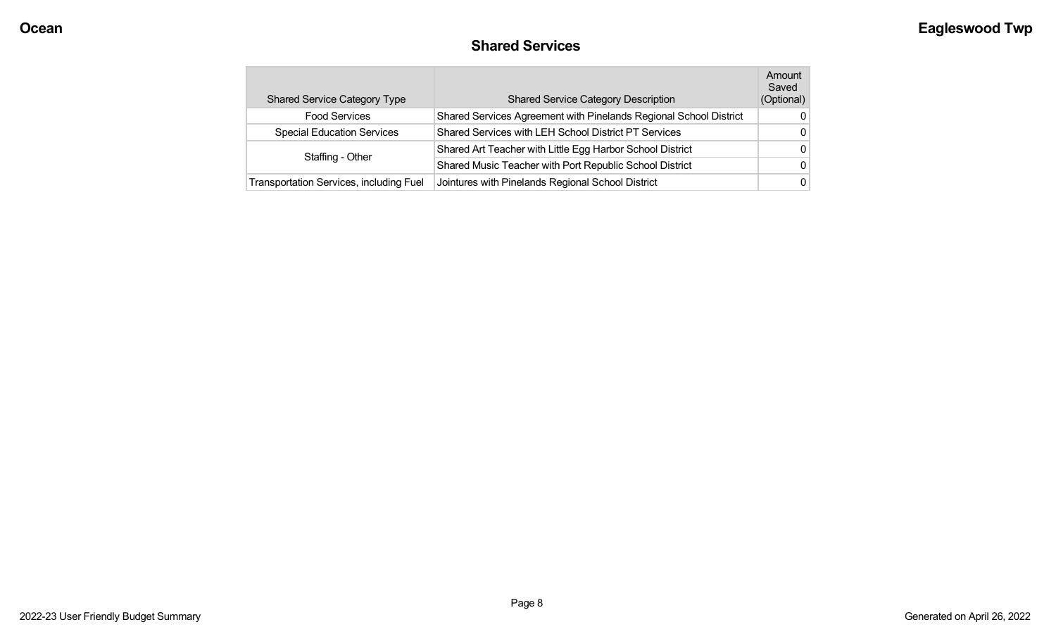## Shared Services

| Shared Service Category Type | Shared Service Category Description | Amount Saved (Optional) |
|---|---|---|
| Food Services | Shared Services Agreement with Pinelands Regional School District | 0 |
| Special Education Services | Shared Services with LEH School District PT Services | 0 |
| Staffing - Other | Shared Art Teacher with Little Egg Harbor School District | 0 |
| | Shared Music Teacher with Port Republic School District | 0 |
| Transportation Services, including Fuel | Jointures with Pinelands Regional School District | 0 |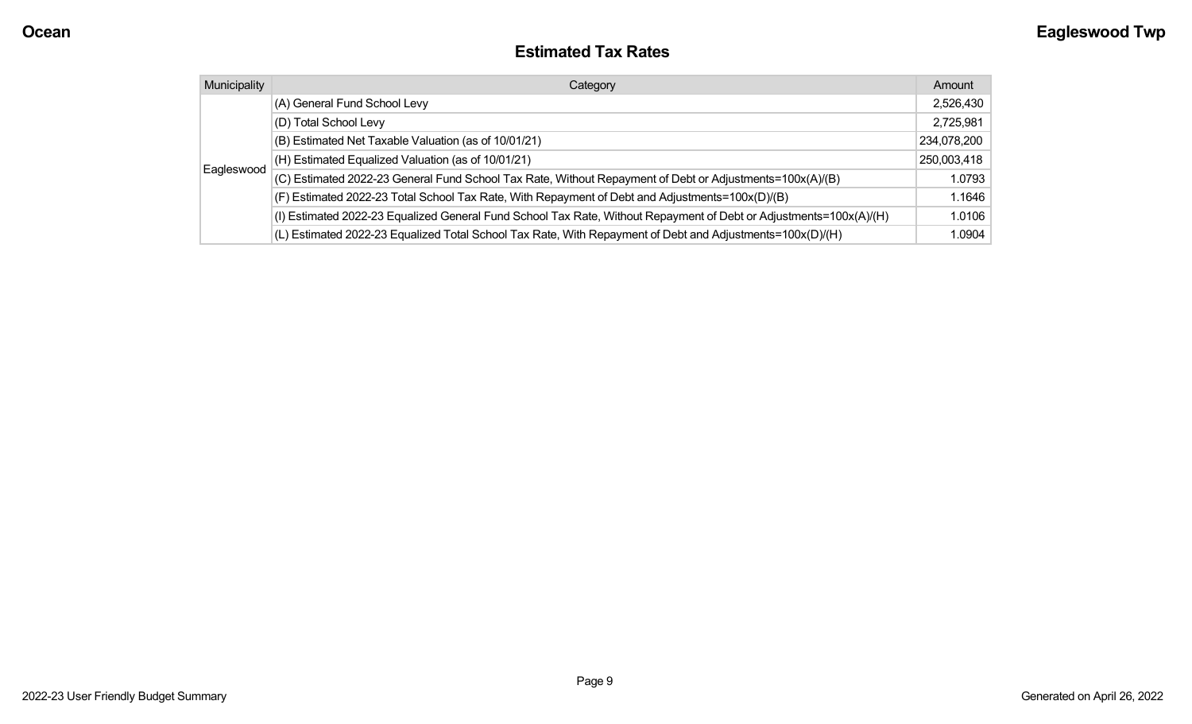## Estimated Tax Rates

| Municipality | Category | Amount |
|---|---|---|
| Eagleswood | (A) General Fund School Levy | 2,526,430 |
| | (D) Total School Levy | 2,725,981 |
| | (B) Estimated Net Taxable Valuation (as of 10/01/21) | 234,078,200 |
| | (H) Estimated Equalized Valuation (as of 10/01/21) | 250,003,418 |
| | (C) Estimated 2022-23 General Fund School Tax Rate, Without Repayment of Debt or Adjustments=100x(A)/(B) | 1.0793 |
| | (F) Estimated 2022-23 Total School Tax Rate, With Repayment of Debt and Adjustments=100x(D)/(B) | 1.1646 |
| | (I) Estimated 2022-23 Equalized General Fund School Tax Rate, Without Repayment of Debt or Adjustments=100x(A)/(H) | 1.0106 |
| | (L) Estimated 2022-23 Equalized Total School Tax Rate, With Repayment of Debt and Adjustments=100x(D)/(H) | 1.0904 |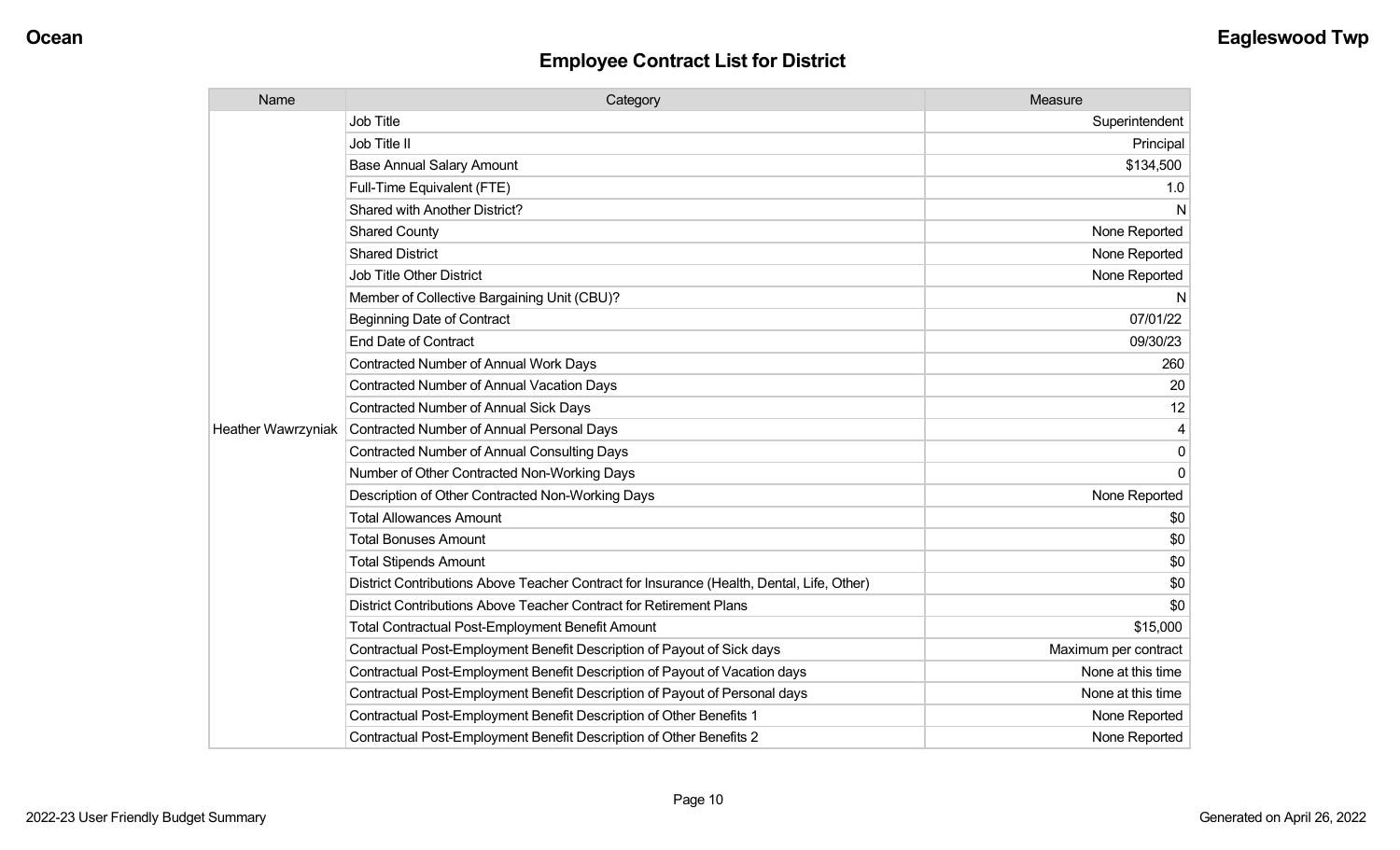# Employee Contract List for District

| Name | Category | Measure |
| --- | --- | --- |
| Heather Wawrzyniak | Job Title | Superintendent |
| | Job Title II | Principal |
| | Base Annual Salary Amount | $134,500 |
| | Full-Time Equivalent (FTE) | 1.0 |
| | Shared with Another District? | N |
| | Shared County | None Reported |
| | Shared District | None Reported |
| | Job Title Other District | None Reported |
| | Member of Collective Bargaining Unit (CBU)? | N |
| | Beginning Date of Contract | 07/01/22 |
| | End Date of Contract | 09/30/23 |
| | Contracted Number of Annual Work Days | 260 |
| | Contracted Number of Annual Vacation Days | 20 |
| | Contracted Number of Annual Sick Days | 12 |
| | Contracted Number of Annual Personal Days | 4 |
| | Contracted Number of Annual Consulting Days | 0 |
| | Number of Other Contracted Non-Working Days | 0 |
| | Description of Other Contracted Non-Working Days | None Reported |
| | Total Allowances Amount | $0 |
| | Total Bonuses Amount | $0 |
| | Total Stipends Amount | $0 |
| | District Contributions Above Teacher Contract for Insurance (Health, Dental, Life, Other) | $0 |
| | District Contributions Above Teacher Contract for Retirement Plans | $0 |
| | Total Contractual Post-Employment Benefit Amount | $15,000 |
| | Contractual Post-Employment Benefit Description of Payout of Sick days | Maximum per contract |
| | Contractual Post-Employment Benefit Description of Payout of Vacation days | None at this time |
| | Contractual Post-Employment Benefit Description of Payout of Personal days | None at this time |
| | Contractual Post-Employment Benefit Description of Other Benefits 1 | None Reported |
| | Contractual Post-Employment Benefit Description of Other Benefits 2 | None Reported |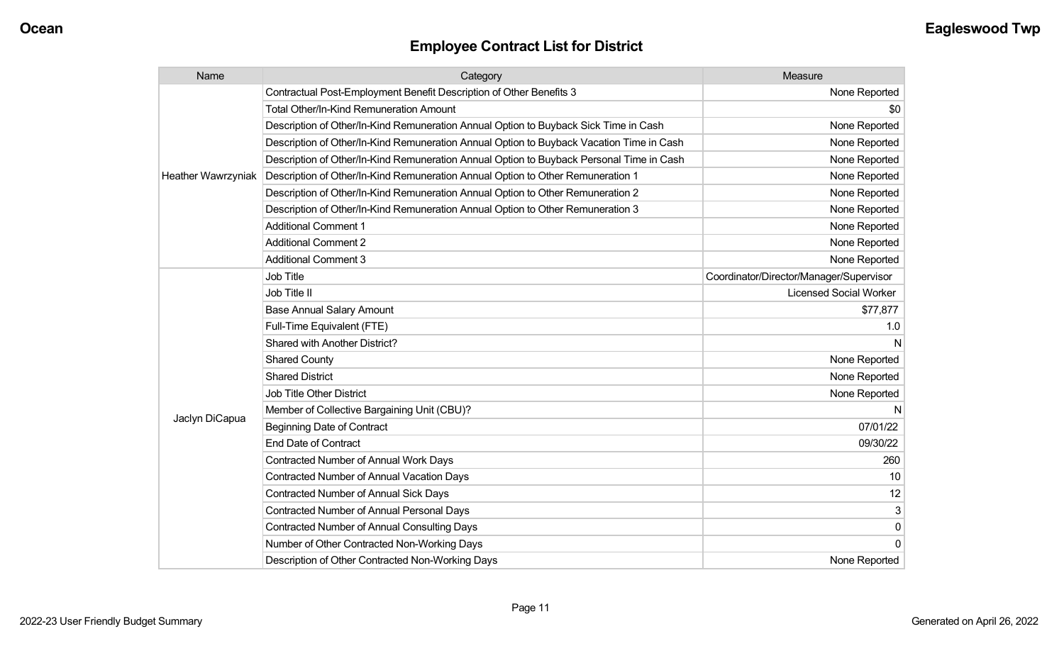## Employee Contract List for District

| Name | Category | Measure |
|---|---|---|
| Heather Wawrzyniak | Contractual Post-Employment Benefit Description of Other Benefits 3 | None Reported |
| | Total Other/In-Kind Remuneration Amount | $0 |
| | Description of Other/In-Kind Remuneration Annual Option to Buyback Sick Time in Cash | None Reported |
| | Description of Other/In-Kind Remuneration Annual Option to Buyback Vacation Time in Cash | None Reported |
| | Description of Other/In-Kind Remuneration Annual Option to Buyback Personal Time in Cash | None Reported |
| | Description of Other/In-Kind Remuneration Annual Option to Other Remuneration 1 | None Reported |
| | Description of Other/In-Kind Remuneration Annual Option to Other Remuneration 2 | None Reported |
| | Description of Other/In-Kind Remuneration Annual Option to Other Remuneration 3 | None Reported |
| | Additional Comment 1 | None Reported |
| | Additional Comment 2 | None Reported |
| | Additional Comment 3 | None Reported |
| Jaclyn DiCapua | Job Title | Coordinator/Director/Manager/Supervisor |
| | Job Title II | Licensed Social Worker |
| | Base Annual Salary Amount | $77,877 |
| | Full-Time Equivalent (FTE) | 1.0 |
| | Shared with Another District? | N |
| | Shared County | None Reported |
| | Shared District | None Reported |
| | Job Title Other District | None Reported |
| | Member of Collective Bargaining Unit (CBU)? | N |
| | Beginning Date of Contract | 07/01/22 |
| | End Date of Contract | 09/30/22 |
| | Contracted Number of Annual Work Days | 260 |
| | Contracted Number of Annual Vacation Days | 10 |
| | Contracted Number of Annual Sick Days | 12 |
| | Contracted Number of Annual Personal Days | 3 |
| | Contracted Number of Annual Consulting Days | 0 |
| | Number of Other Contracted Non-Working Days | 0 |
| | Description of Other Contracted Non-Working Days | None Reported |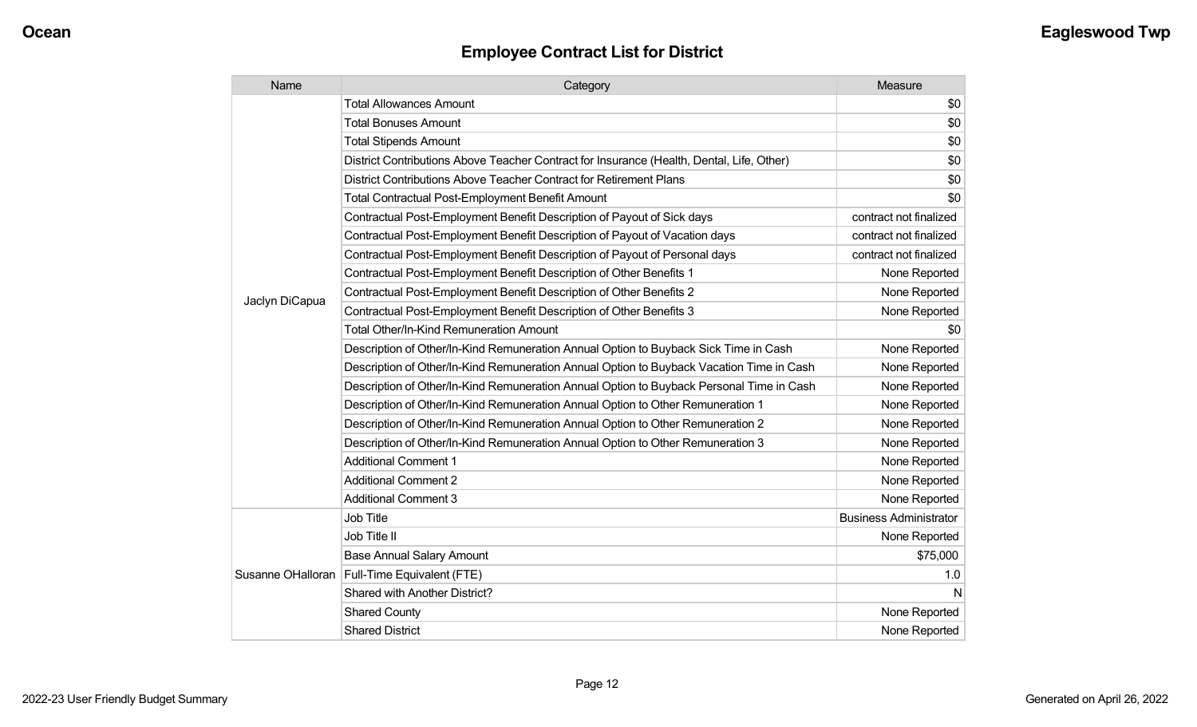## Employee Contract List for District

| Name | Category | Measure |
|---|---|---|
| Jaclyn DiCapua | Total Allowances Amount | $0 |
| | Total Bonuses Amount | $0 |
| | Total Stipends Amount | $0 |
| | District Contributions Above Teacher Contract for Insurance (Health, Dental, Life, Other) | $0 |
| | District Contributions Above Teacher Contract for Retirement Plans | $0 |
| | Total Contractual Post-Employment Benefit Amount | $0 |
| | Contractual Post-Employment Benefit Description of Payout of Sick days | contract not finalized |
| | Contractual Post-Employment Benefit Description of Payout of Vacation days | contract not finalized |
| | Contractual Post-Employment Benefit Description of Payout of Personal days | contract not finalized |
| | Contractual Post-Employment Benefit Description of Other Benefits 1 | None Reported |
| | Contractual Post-Employment Benefit Description of Other Benefits 2 | None Reported |
| | Contractual Post-Employment Benefit Description of Other Benefits 3 | None Reported |
| | Total Other/In-Kind Remuneration Amount | $0 |
| | Description of Other/In-Kind Remuneration Annual Option to Buyback Sick Time in Cash | None Reported |
| | Description of Other/In-Kind Remuneration Annual Option to Buyback Vacation Time in Cash | None Reported |
| | Description of Other/In-Kind Remuneration Annual Option to Buyback Personal Time in Cash | None Reported |
| | Description of Other/In-Kind Remuneration Annual Option to Other Remuneration 1 | None Reported |
| | Description of Other/In-Kind Remuneration Annual Option to Other Remuneration 2 | None Reported |
| | Description of Other/In-Kind Remuneration Annual Option to Other Remuneration 3 | None Reported |
| | Additional Comment 1 | None Reported |
| | Additional Comment 2 | None Reported |
| | Additional Comment 3 | None Reported |
| Susanne OHalloran | Job Title | Business Administrator |
| | Job Title II | None Reported |
| | Base Annual Salary Amount | $75,000 |
| | Full-Time Equivalent (FTE) | 1.0 |
| | Shared with Another District? | N |
| | Shared County | None Reported |
| | Shared District | None Reported |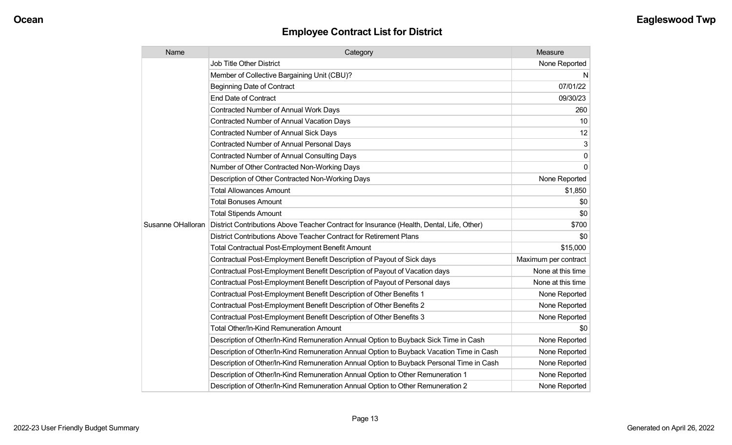## Employee Contract List for District

| Name | Category | Measure |
|---|---|---|
| Susanne OHalloran | Job Title Other District | None Reported |
| | Member of Collective Bargaining Unit (CBU)? | N |
| | Beginning Date of Contract | 07/01/22 |
| | End Date of Contract | 09/30/23 |
| | Contracted Number of Annual Work Days | 260 |
| | Contracted Number of Annual Vacation Days | 10 |
| | Contracted Number of Annual Sick Days | 12 |
| | Contracted Number of Annual Personal Days | 3 |
| | Contracted Number of Annual Consulting Days | 0 |
| | Number of Other Contracted Non-Working Days | 0 |
| | Description of Other Contracted Non-Working Days | None Reported |
| | Total Allowances Amount | $1,850 |
| | Total Bonuses Amount | $0 |
| | Total Stipends Amount | $0 |
| | District Contributions Above Teacher Contract for Insurance (Health, Dental, Life, Other) | $700 |
| | District Contributions Above Teacher Contract for Retirement Plans | $0 |
| | Total Contractual Post-Employment Benefit Amount | $15,000 |
| | Contractual Post-Employment Benefit Description of Payout of Sick days | Maximum per contract |
| | Contractual Post-Employment Benefit Description of Payout of Vacation days | None at this time |
| | Contractual Post-Employment Benefit Description of Payout of Personal days | None at this time |
| | Contractual Post-Employment Benefit Description of Other Benefits 1 | None Reported |
| | Contractual Post-Employment Benefit Description of Other Benefits 2 | None Reported |
| | Contractual Post-Employment Benefit Description of Other Benefits 3 | None Reported |
| | Total Other/In-Kind Remuneration Amount | $0 |
| | Description of Other/In-Kind Remuneration Annual Option to Buyback Sick Time in Cash | None Reported |
| | Description of Other/In-Kind Remuneration Annual Option to Buyback Vacation Time in Cash | None Reported |
| | Description of Other/In-Kind Remuneration Annual Option to Buyback Personal Time in Cash | None Reported |
| | Description of Other/In-Kind Remuneration Annual Option to Other Remuneration 1 | None Reported |
| | Description of Other/In-Kind Remuneration Annual Option to Other Remuneration 2 | None Reported |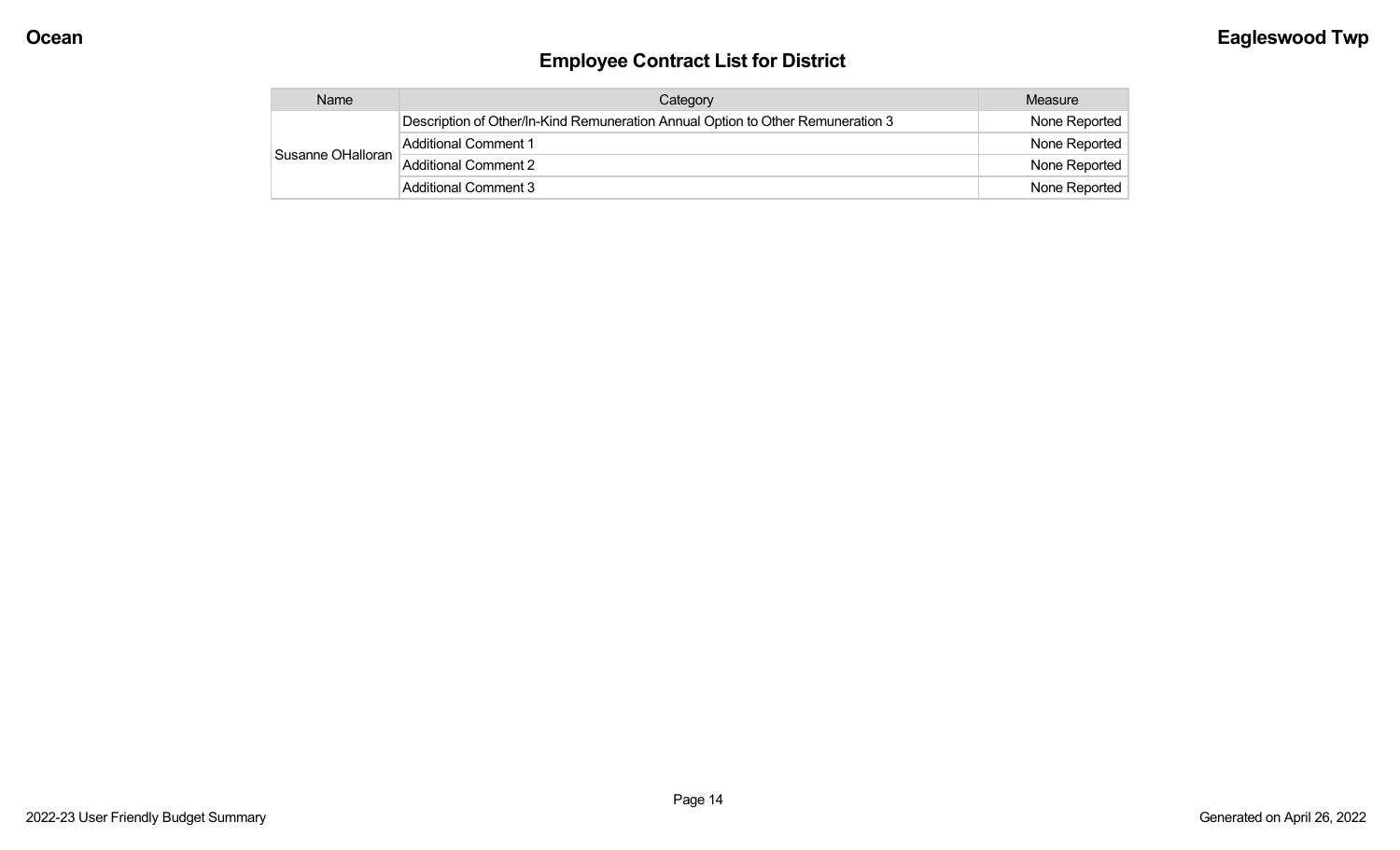## Employee Contract List for District

| Name | Category | Measure |
|---|---|---|
| Susanne OHalloran | Description of Other/In-Kind Remuneration Annual Option to Other Remuneration 3 | None Reported |
| | Additional Comment 1 | None Reported |
| | Additional Comment 2 | None Reported |
| | Additional Comment 3 | None Reported |